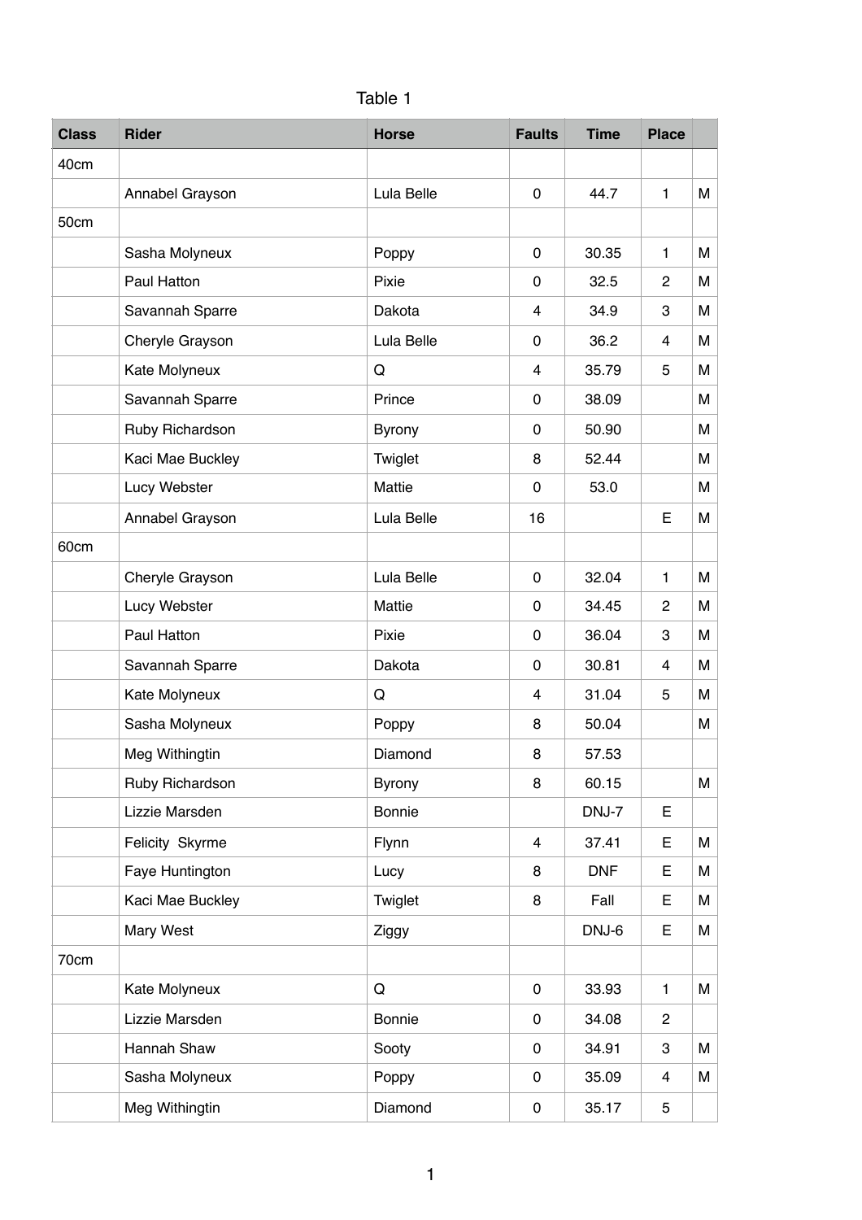Table 1

| Class | Rider | Horse | Faults | Time | Place | |
|---|---|---|---|---|---|---|
| 40cm | | | | | | |
| | Annabel Grayson | Lula Belle | 0 | 44.7 | 1 | M |
| 50cm | | | | | | |
| | Sasha Molyneux | Poppy | 0 | 30.35 | 1 | M |
| | Paul Hatton | Pixie | 0 | 32.5 | 2 | M |
| | Savannah Sparre | Dakota | 4 | 34.9 | 3 | M |
| | Cheryle Grayson | Lula Belle | 0 | 36.2 | 4 | M |
| | Kate Molyneux | Q | 4 | 35.79 | 5 | M |
| | Savannah Sparre | Prince | 0 | 38.09 | | M |
| | Ruby Richardson | Byrony | 0 | 50.90 | | M |
| | Kaci Mae Buckley | Twiglet | 8 | 52.44 | | M |
| | Lucy Webster | Mattie | 0 | 53.0 | | M |
| | Annabel Grayson | Lula Belle | 16 | | E | M |
| 60cm | | | | | | |
| | Cheryle Grayson | Lula Belle | 0 | 32.04 | 1 | M |
| | Lucy Webster | Mattie | 0 | 34.45 | 2 | M |
| | Paul Hatton | Pixie | 0 | 36.04 | 3 | M |
| | Savannah Sparre | Dakota | 0 | 30.81 | 4 | M |
| | Kate Molyneux | Q | 4 | 31.04 | 5 | M |
| | Sasha Molyneux | Poppy | 8 | 50.04 | | M |
| | Meg Withingtin | Diamond | 8 | 57.53 | | |
| | Ruby Richardson | Byrony | 8 | 60.15 | | M |
| | Lizzie Marsden | Bonnie | | DNJ-7 | E | |
| | Felicity  Skyrme | Flynn | 4 | 37.41 | E | M |
| | Faye Huntington | Lucy | 8 | DNF | E | M |
| | Kaci Mae Buckley | Twiglet | 8 | Fall | E | M |
| | Mary West | Ziggy | | DNJ-6 | E | M |
| 70cm | | | | | | |
| | Kate Molyneux | Q | 0 | 33.93 | 1 | M |
| | Lizzie Marsden | Bonnie | 0 | 34.08 | 2 | |
| | Hannah Shaw | Sooty | 0 | 34.91 | 3 | M |
| | Sasha Molyneux | Poppy | 0 | 35.09 | 4 | M |
| | Meg Withingtin | Diamond | 0 | 35.17 | 5 | |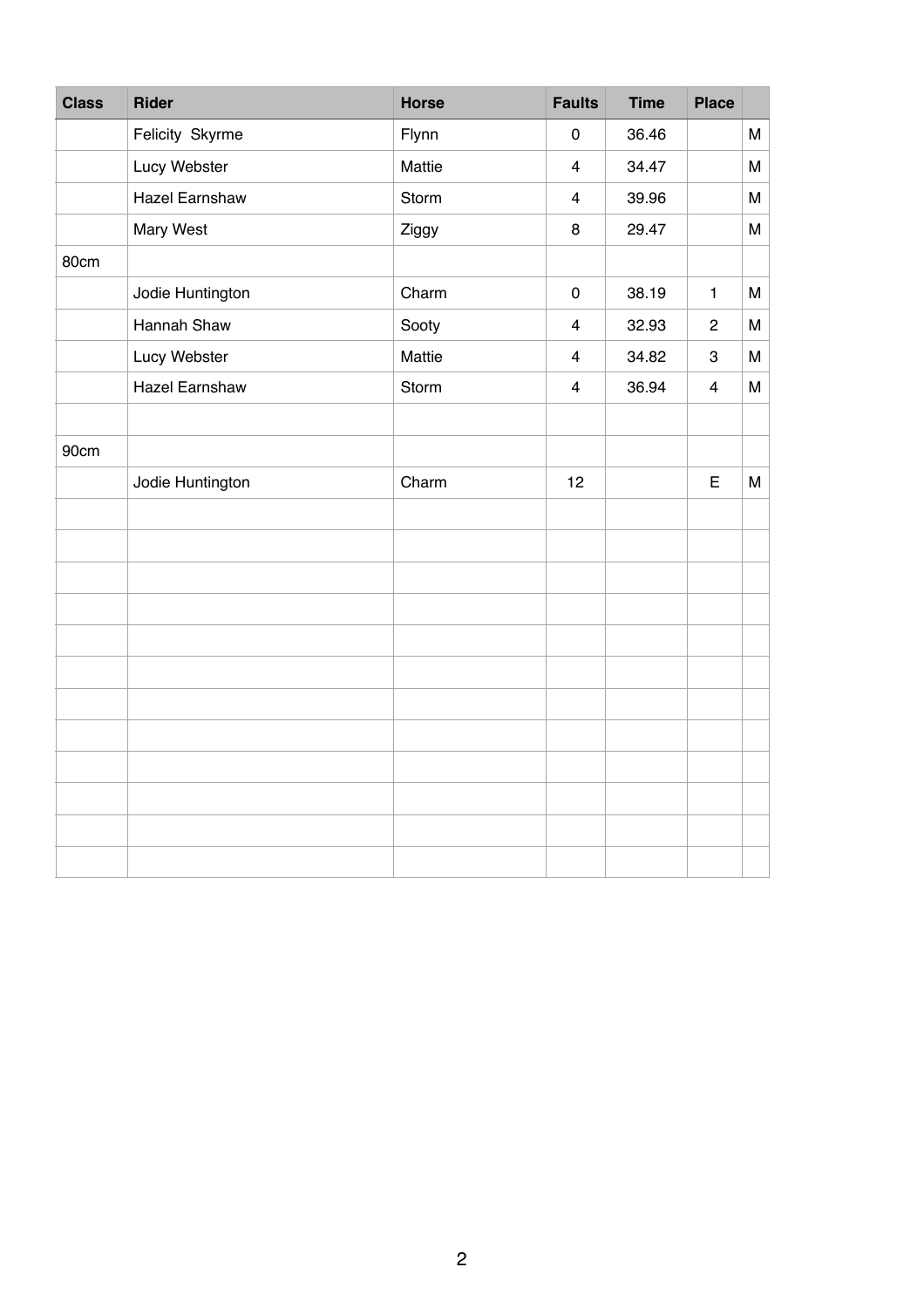| Class | Rider | Horse | Faults | Time | Place | |
|---|---|---|---|---|---|---|
| | Felicity  Skyrme | Flynn | 0 | 36.46 | | M |
| | Lucy Webster | Mattie | 4 | 34.47 | | M |
| | Hazel Earnshaw | Storm | 4 | 39.96 | | M |
| | Mary West | Ziggy | 8 | 29.47 | | M |
| 80cm | | | | | | |
| | Jodie Huntington | Charm | 0 | 38.19 | 1 | M |
| | Hannah Shaw | Sooty | 4 | 32.93 | 2 | M |
| | Lucy Webster | Mattie | 4 | 34.82 | 3 | M |
| | Hazel Earnshaw | Storm | 4 | 36.94 | 4 | M |
| | | | | | | |
| 90cm | | | | | | |
| | Jodie Huntington | Charm | 12 | | E | M |
| | | | | | | |
| | | | | | | |
| | | | | | | |
| | | | | | | |
| | | | | | | |
| | | | | | | |
| | | | | | | |
| | | | | | | |
| | | | | | | |
| | | | | | | |
| | | | | | | |
| | | | | | | |